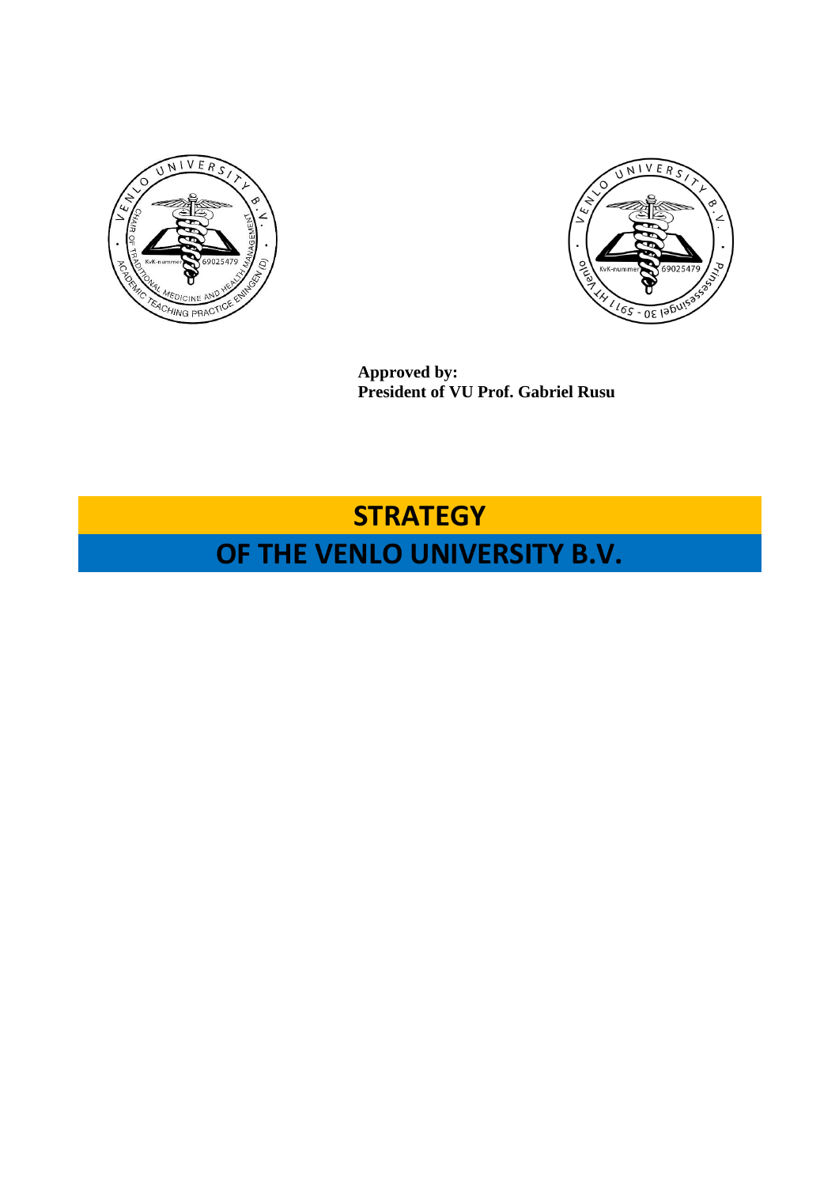**Approved by:**
**President of VU Prof. Gabriel Rusu**

# STRATEGY

# OF THE VENLO UNIVERSITY B.V.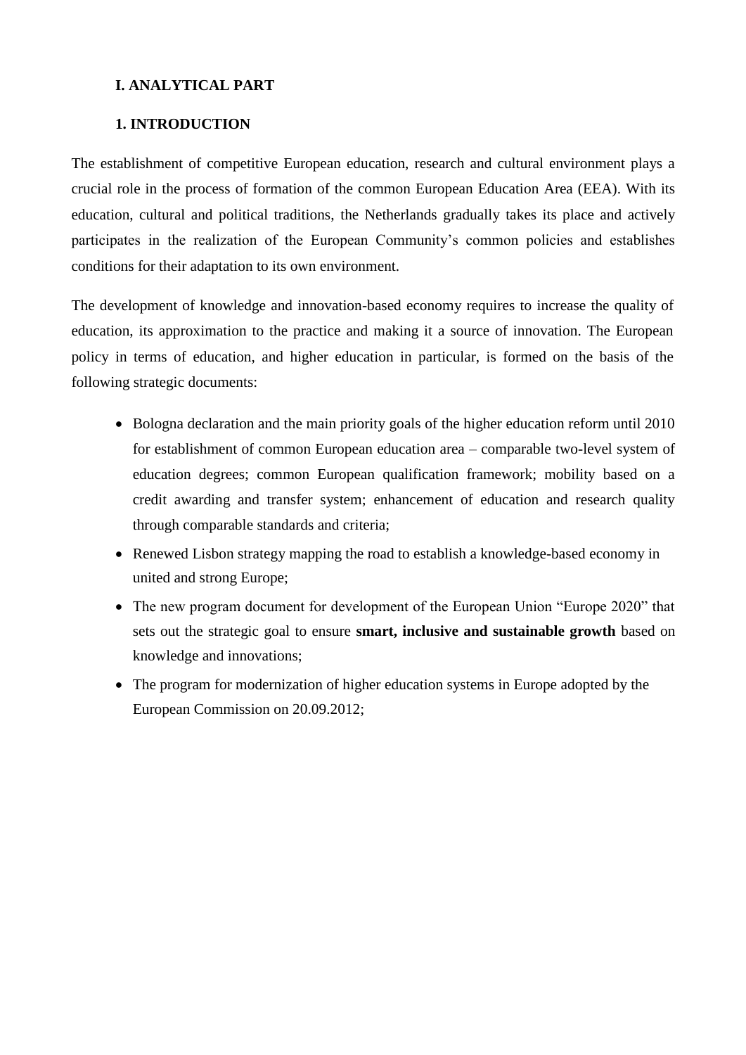# I. ANALYTICAL PART

## 1. INTRODUCTION

The establishment of competitive European education, research and cultural environment plays a crucial role in the process of formation of the common European Education Area (EEA). With its education, cultural and political traditions, the Netherlands gradually takes its place and actively participates in the realization of the European Community's common policies and establishes conditions for their adaptation to its own environment.

The development of knowledge and innovation-based economy requires to increase the quality of education, its approximation to the practice and making it a source of innovation. The European policy in terms of education, and higher education in particular, is formed on the basis of the following strategic documents:

- Bologna declaration and the main priority goals of the higher education reform until 2010 for establishment of common European education area – comparable two-level system of education degrees; common European qualification framework; mobility based on a credit awarding and transfer system; enhancement of education and research quality through comparable standards and criteria;
- Renewed Lisbon strategy mapping the road to establish a knowledge-based economy in united and strong Europe;
- The new program document for development of the European Union "Europe 2020" that sets out the strategic goal to ensure **smart, inclusive and sustainable growth** based on knowledge and innovations;
- The program for modernization of higher education systems in Europe adopted by the European Commission on 20.09.2012;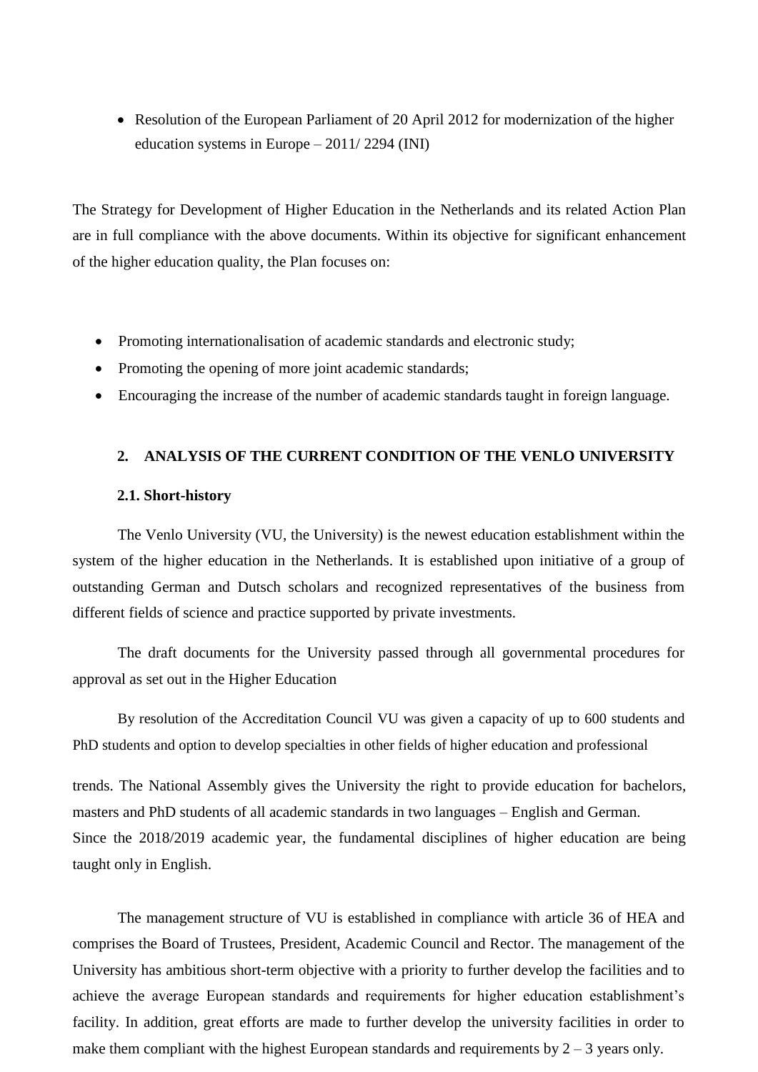- Resolution of the European Parliament of 20 April 2012 for modernization of the higher education systems in Europe – 2011/ 2294 (INI)

The Strategy for Development of Higher Education in the Netherlands and its related Action Plan are in full compliance with the above documents. Within its objective for significant enhancement of the higher education quality, the Plan focuses on:

- Promoting internationalisation of academic standards and electronic study;
- Promoting the opening of more joint academic standards;
- Encouraging the increase of the number of academic standards taught in foreign language.

## 2. ANALYSIS OF THE CURRENT CONDITION OF THE VENLO UNIVERSITY

### 2.1. Short-history

The Venlo University (VU, the University) is the newest education establishment within the system of the higher education in the Netherlands. It is established upon initiative of a group of outstanding German and Dutsch scholars and recognized representatives of the business from different fields of science and practice supported by private investments.

The draft documents for the University passed through all governmental procedures for approval as set out in the Higher Education

By resolution of the Accreditation Council VU was given a capacity of up to 600 students and PhD students and option to develop specialties in other fields of higher education and professional

trends. The National Assembly gives the University the right to provide education for bachelors, masters and PhD students of all academic standards in two languages – English and German. Since the 2018/2019 academic year, the fundamental disciplines of higher education are being taught only in English.

The management structure of VU is established in compliance with article 36 of HEA and comprises the Board of Trustees, President, Academic Council and Rector. The management of the University has ambitious short-term objective with a priority to further develop the facilities and to achieve the average European standards and requirements for higher education establishment's facility. In addition, great efforts are made to further develop the university facilities in order to make them compliant with the highest European standards and requirements by 2 – 3 years only.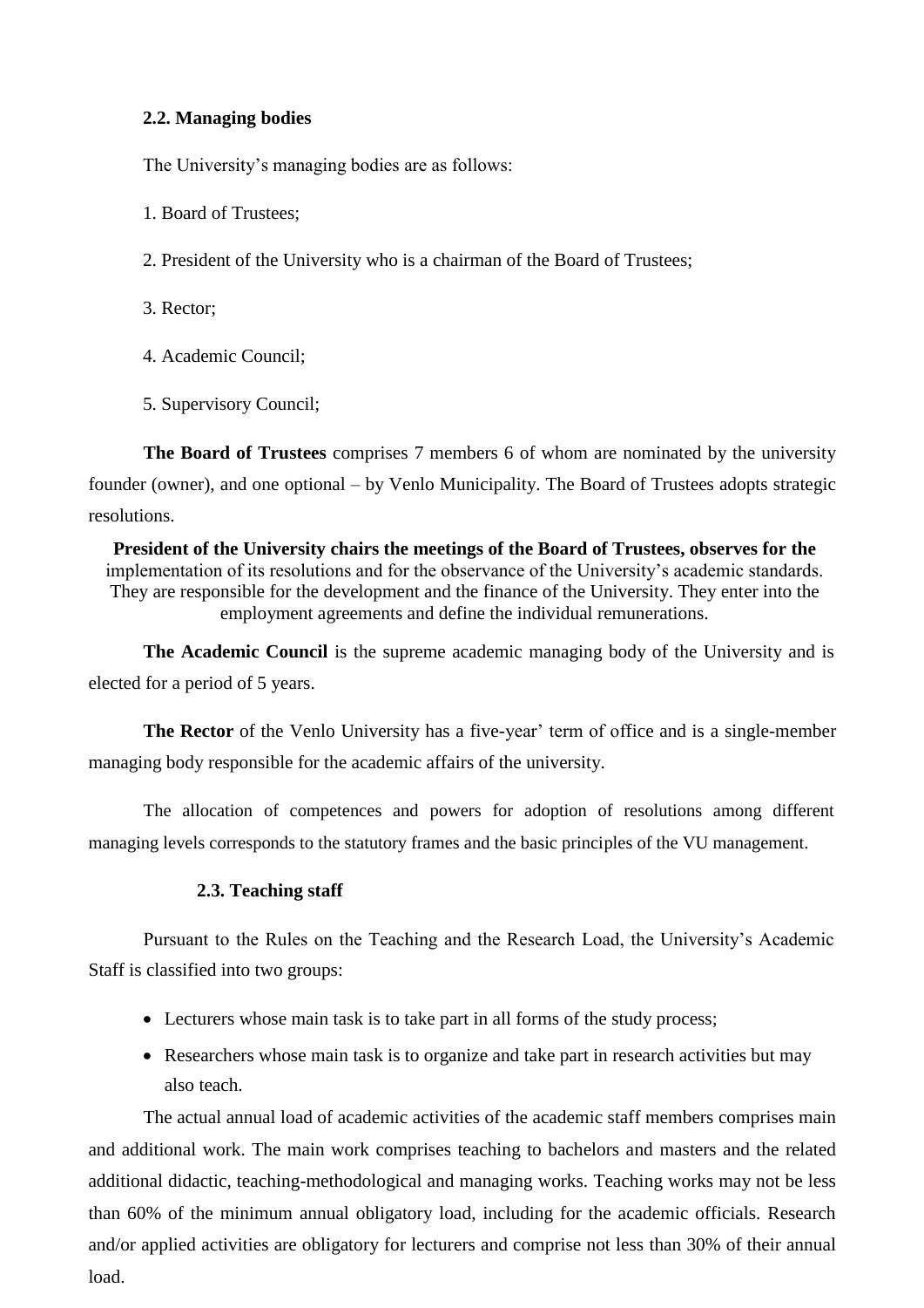### 2.2. Managing bodies

The University's managing bodies are as follows:

1. Board of Trustees;

2. President of the University who is a chairman of the Board of Trustees;

3. Rector;

4. Academic Council;

5. Supervisory Council;

**The Board of Trustees** comprises 7 members 6 of whom are nominated by the university founder (owner), and one optional – by Venlo Municipality. The Board of Trustees adopts strategic resolutions.

**President of the University chairs the meetings of the Board of Trustees, observes for the** implementation of its resolutions and for the observance of the University's academic standards. They are responsible for the development and the finance of the University. They enter into the employment agreements and define the individual remunerations.

**The Academic Council** is the supreme academic managing body of the University and is elected for a period of 5 years.

**The Rector** of the Venlo University has a five-year' term of office and is a single-member managing body responsible for the academic affairs of the university.

The allocation of competences and powers for adoption of resolutions among different managing levels corresponds to the statutory frames and the basic principles of the VU management.

### 2.3. Teaching staff

Pursuant to the Rules on the Teaching and the Research Load, the University's Academic Staff is classified into two groups:

- Lecturers whose main task is to take part in all forms of the study process;
- Researchers whose main task is to organize and take part in research activities but may also teach.

The actual annual load of academic activities of the academic staff members comprises main and additional work. The main work comprises teaching to bachelors and masters and the related additional didactic, teaching-methodological and managing works. Teaching works may not be less than 60% of the minimum annual obligatory load, including for the academic officials. Research and/or applied activities are obligatory for lecturers and comprise not less than 30% of their annual load.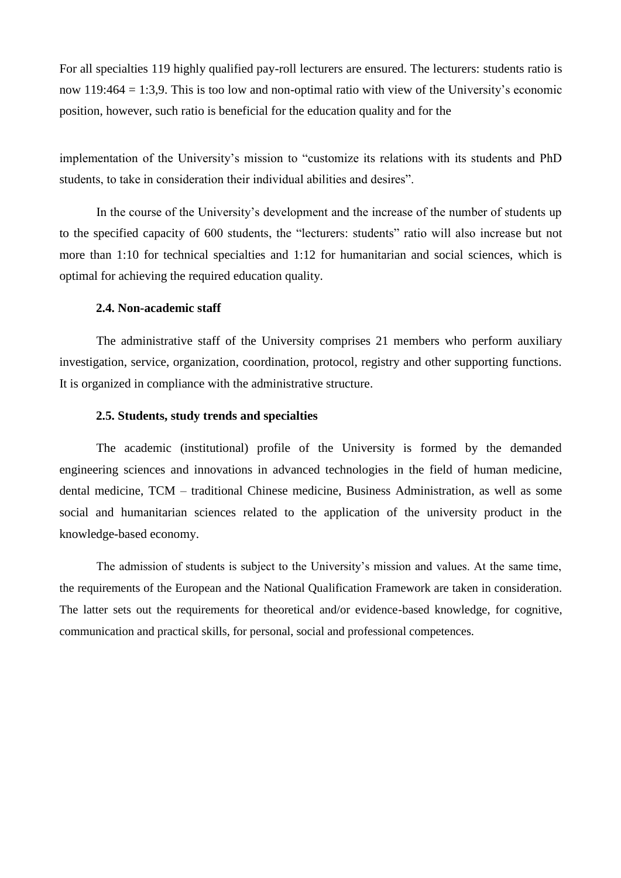For all specialties 119 highly qualified pay-roll lecturers are ensured. The lecturers: students ratio is now 119:464 = 1:3,9. This is too low and non-optimal ratio with view of the University's economic position, however, such ratio is beneficial for the education quality and for the implementation of the University's mission to "customize its relations with its students and PhD students, to take in consideration their individual abilities and desires".

In the course of the University's development and the increase of the number of students up to the specified capacity of 600 students, the "lecturers: students" ratio will also increase but not more than 1:10 for technical specialties and 1:12 for humanitarian and social sciences, which is optimal for achieving the required education quality.

**2.4. Non-academic staff**

The administrative staff of the University comprises 21 members who perform auxiliary investigation, service, organization, coordination, protocol, registry and other supporting functions. It is organized in compliance with the administrative structure.

**2.5. Students, study trends and specialties**

The academic (institutional) profile of the University is formed by the demanded engineering sciences and innovations in advanced technologies in the field of human medicine, dental medicine, TCM – traditional Chinese medicine, Business Administration, as well as some social and humanitarian sciences related to the application of the university product in the knowledge-based economy.

The admission of students is subject to the University's mission and values. At the same time, the requirements of the European and the National Qualification Framework are taken in consideration. The latter sets out the requirements for theoretical and/or evidence-based knowledge, for cognitive, communication and practical skills, for personal, social and professional competences.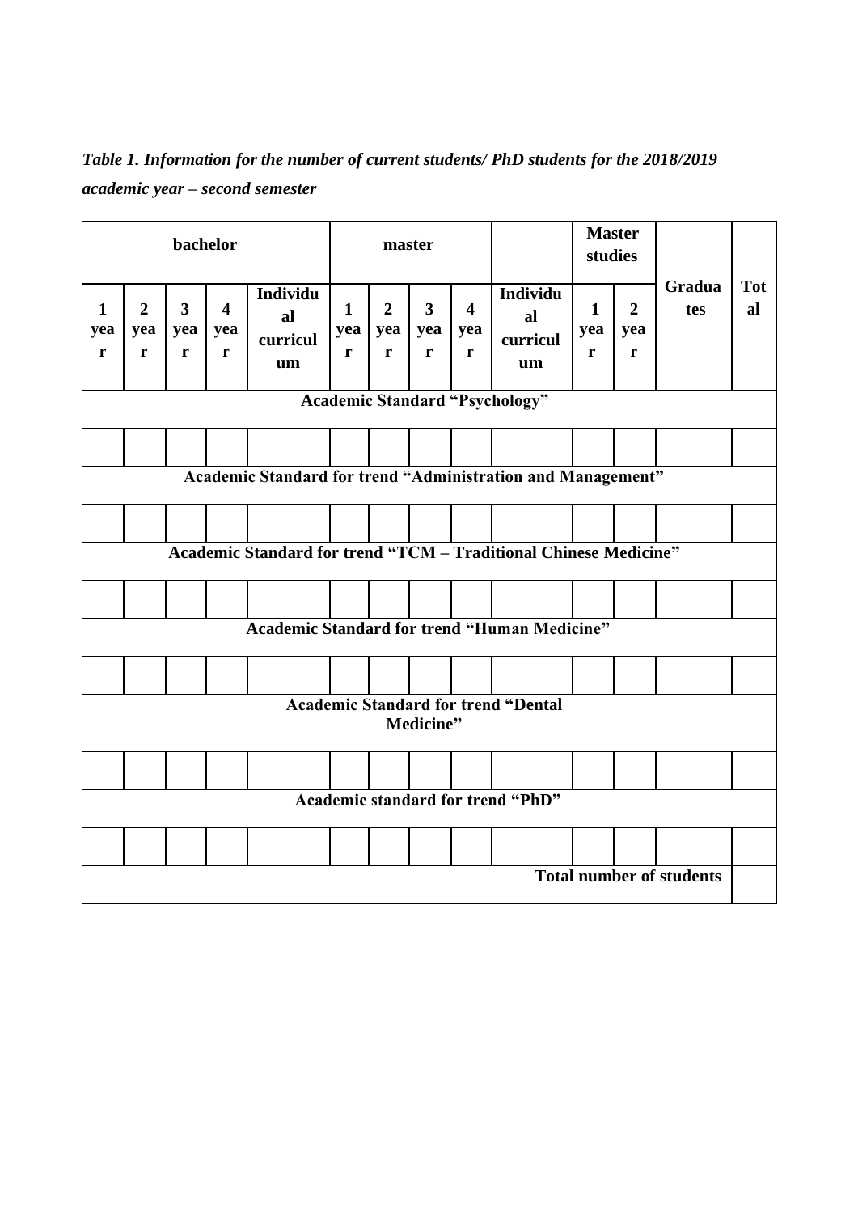*Table 1. Information for the number of current students/ PhD students for the 2018/2019 academic year – second semester*

| bachelor | | | | | master | | | | | Master studies | | Graduates | Total |
|---|---|---|---|---|---|---|---|---|---|---|---|---|---|
| 1 year | 2 year | 3 year | 4 year | Individual curriculum | 1 year | 2 year | 3 year | 4 year | Individual curriculum | 1 year | 2 year | | |
| **Academic Standard "Psychology"** | | | | | | | | | | | | | |
| | | | | | | | | | | | | | |
| **Academic Standard for trend "Administration and Management"** | | | | | | | | | | | | | |
| | | | | | | | | | | | | | |
| **Academic Standard for trend "TCM – Traditional Chinese Medicine"** | | | | | | | | | | | | | |
| | | | | | | | | | | | | | |
| **Academic Standard for trend "Human Medicine"** | | | | | | | | | | | | | |
| | | | | | | | | | | | | | |
| **Academic Standard for trend "Dental Medicine"** | | | | | | | | | | | | | |
| | | | | | | | | | | | | | |
| **Academic standard for trend "PhD"** | | | | | | | | | | | | | |
| | | | | | | | | | | | | | |
| **Total number of students** | | | | | | | | | | | | | |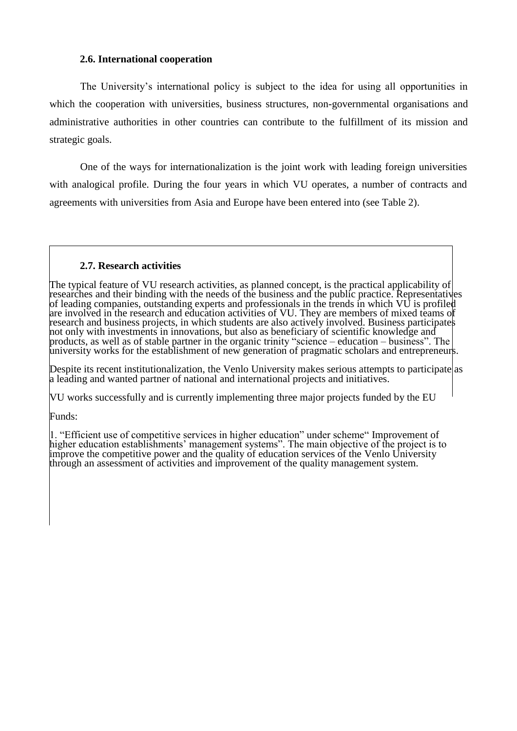### 2.6. International cooperation

The University's international policy is subject to the idea for using all opportunities in which the cooperation with universities, business structures, non-governmental organisations and administrative authorities in other countries can contribute to the fulfillment of its mission and strategic goals.

One of the ways for internationalization is the joint work with leading foreign universities with analogical profile. During the four years in which VU operates, a number of contracts and agreements with universities from Asia and Europe have been entered into (see Table 2).

### 2.7. Research activities

The typical feature of VU research activities, as planned concept, is the practical applicability of researches and their binding with the needs of the business and the public practice. Representatives of leading companies, outstanding experts and professionals in the trends in which VU is profiled are involved in the research and education activities of VU. They are members of mixed teams of research and business projects, in which students are also actively involved. Business participates not only with investments in innovations, but also as beneficiary of scientific knowledge and products, as well as of stable partner in the organic trinity "science – education – business". The university works for the establishment of new generation of pragmatic scholars and entrepreneurs.

Despite its recent institutionalization, the Venlo University makes serious attempts to participate as a leading and wanted partner of national and international projects and initiatives.

VU works successfully and is currently implementing three major projects funded by the EU

Funds:

1. "Efficient use of competitive services in higher education" under scheme" Improvement of higher education establishments' management systems". The main objective of the project is to improve the competitive power and the quality of education services of the Venlo University through an assessment of activities and improvement of the quality management system.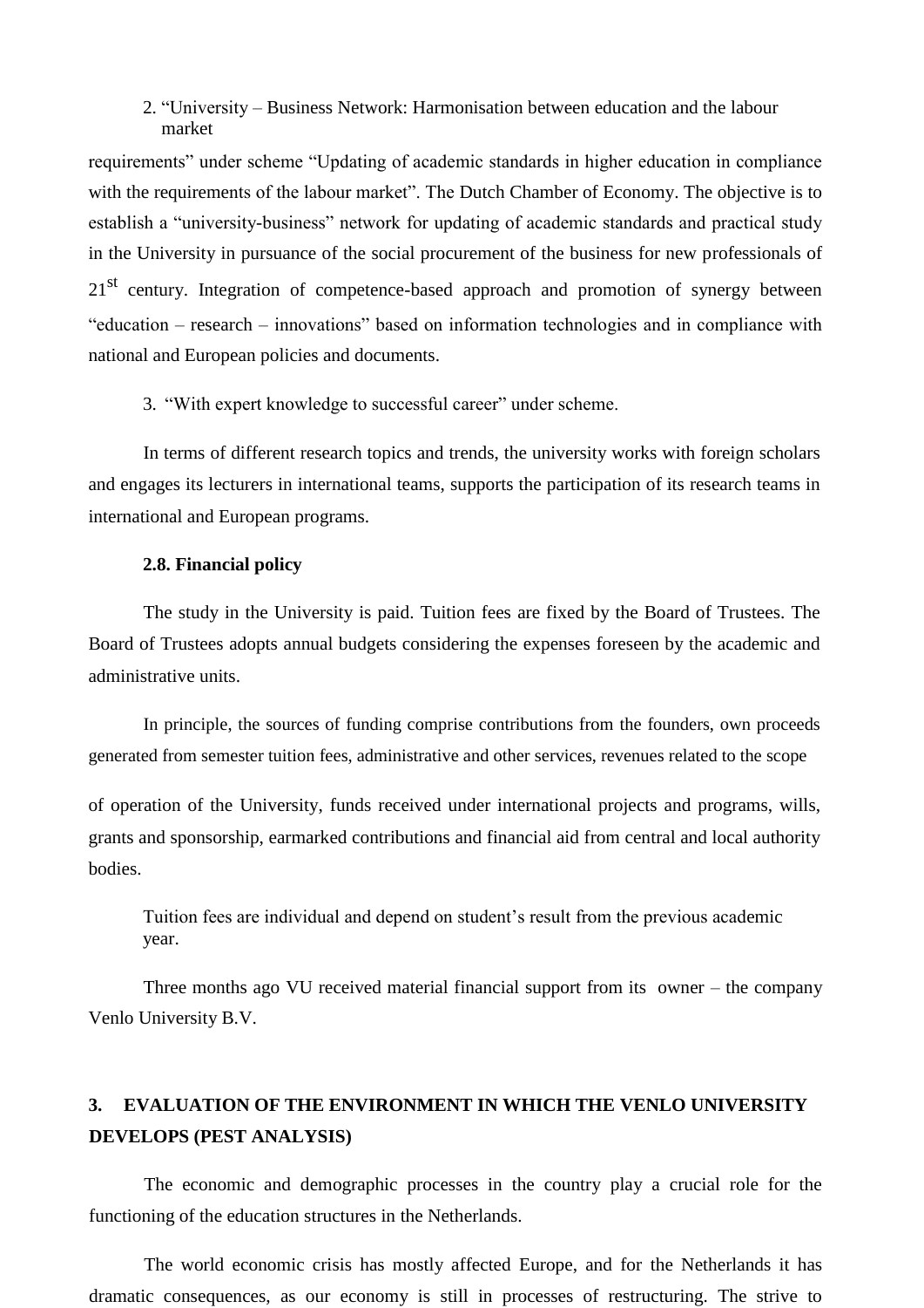2. “University – Business Network: Harmonisation between education and the labour market

requirements” under scheme “Updating of academic standards in higher education in compliance with the requirements of the labour market”. The Dutch Chamber of Economy. The objective is to establish a “university-business” network for updating of academic standards and practical study in the University in pursuance of the social procurement of the business for new professionals of 21st century. Integration of competence-based approach and promotion of synergy between “education – research – innovations” based on information technologies and in compliance with national and European policies and documents.

3. “With expert knowledge to successful career” under scheme.

In terms of different research topics and trends, the university works with foreign scholars and engages its lecturers in international teams, supports the participation of its research teams in international and European programs.

**2.8. Financial policy**

The study in the University is paid. Tuition fees are fixed by the Board of Trustees. The Board of Trustees adopts annual budgets considering the expenses foreseen by the academic and administrative units.

In principle, the sources of funding comprise contributions from the founders, own proceeds generated from semester tuition fees, administrative and other services, revenues related to the scope of operation of the University, funds received under international projects and programs, wills, grants and sponsorship, earmarked contributions and financial aid from central and local authority bodies.

Tuition fees are individual and depend on student’s result from the previous academic year.

Three months ago VU received material financial support from its owner – the company Venlo University B.V.

## 3. EVALUATION OF THE ENVIRONMENT IN WHICH THE VENLO UNIVERSITY DEVELOPS (PEST ANALYSIS)

The economic and demographic processes in the country play a crucial role for the functioning of the education structures in the Netherlands.

The world economic crisis has mostly affected Europe, and for the Netherlands it has dramatic consequences, as our economy is still in processes of restructuring. The strive to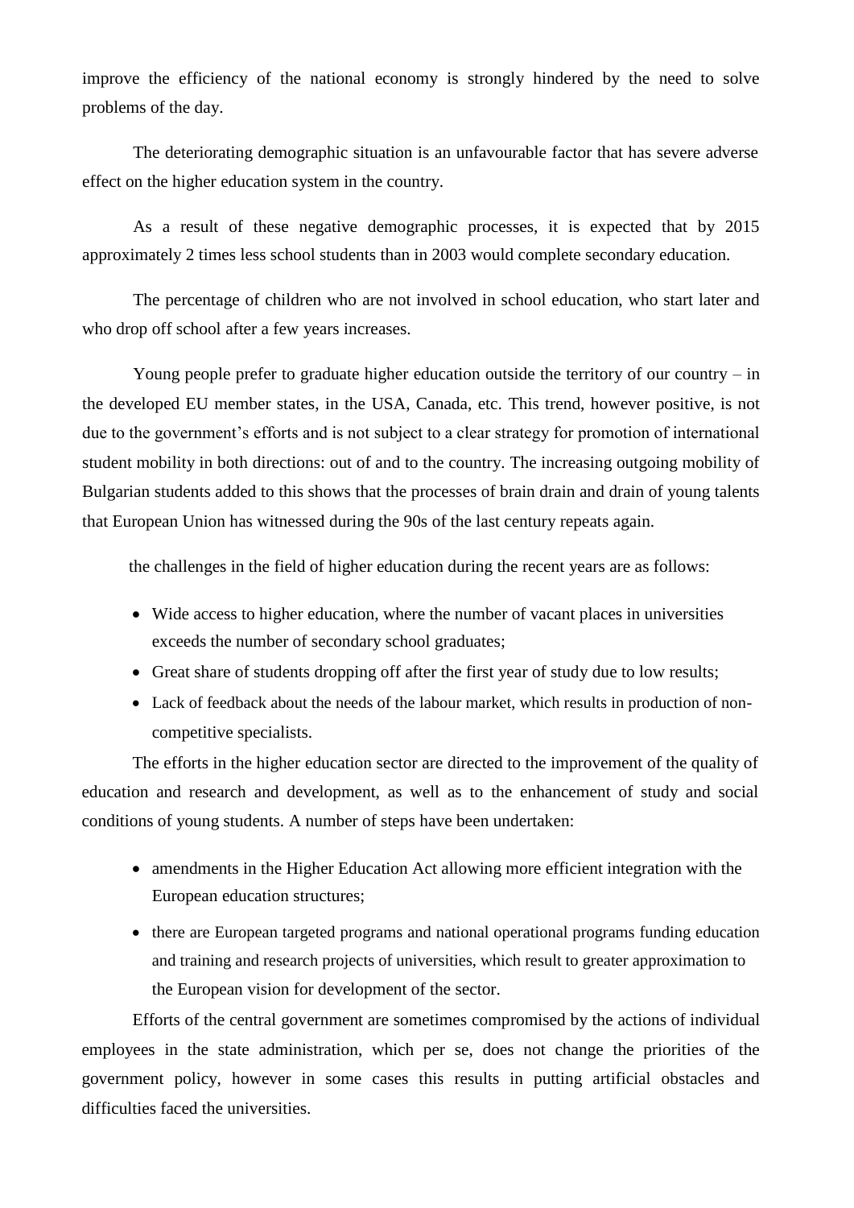improve the efficiency of the national economy is strongly hindered by the need to solve problems of the day.

The deteriorating demographic situation is an unfavourable factor that has severe adverse effect on the higher education system in the country.

As a result of these negative demographic processes, it is expected that by 2015 approximately 2 times less school students than in 2003 would complete secondary education.

The percentage of children who are not involved in school education, who start later and who drop off school after a few years increases.

Young people prefer to graduate higher education outside the territory of our country – in the developed EU member states, in the USA, Canada, etc. This trend, however positive, is not due to the government's efforts and is not subject to a clear strategy for promotion of international student mobility in both directions: out of and to the country. The increasing outgoing mobility of Bulgarian students added to this shows that the processes of brain drain and drain of young talents that European Union has witnessed during the 90s of the last century repeats again.

the challenges in the field of higher education during the recent years are as follows:

- Wide access to higher education, where the number of vacant places in universities exceeds the number of secondary school graduates;
- Great share of students dropping off after the first year of study due to low results;
- Lack of feedback about the needs of the labour market, which results in production of non-competitive specialists.

The efforts in the higher education sector are directed to the improvement of the quality of education and research and development, as well as to the enhancement of study and social conditions of young students. A number of steps have been undertaken:

- amendments in the Higher Education Act allowing more efficient integration with the European education structures;
- there are European targeted programs and national operational programs funding education and training and research projects of universities, which result to greater approximation to the European vision for development of the sector.

Efforts of the central government are sometimes compromised by the actions of individual employees in the state administration, which per se, does not change the priorities of the government policy, however in some cases this results in putting artificial obstacles and difficulties faced the universities.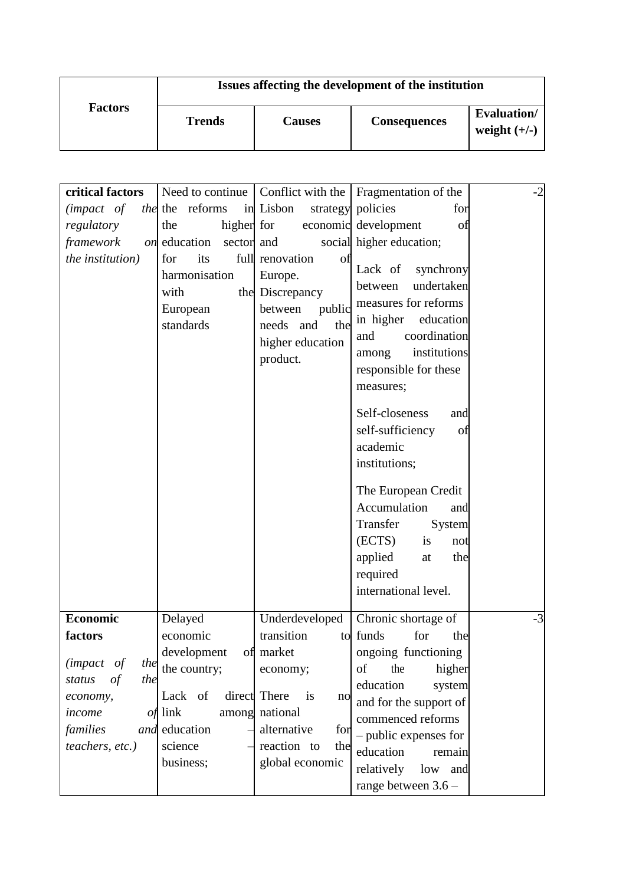| Factors | Issues affecting the development of the institution | | | |
|---|---|---|---|---|
| | **Trends** | **Causes** | **Consequences** | **Evaluation/ weight (+/-)** |
| **critical factors** *(impact of the regulatory framework on the institution)* | Need to continue the reforms in the higher education sector for its full harmonisation with the European standards | Conflict with the Lisbon strategy for economic and social renovation of Europe. Discrepancy between public needs and the higher education product. | Fragmentation of the policies for development of higher education; Lack of synchrony between undertaken measures for reforms in higher education and coordination among institutions responsible for these measures; Self-closeness and self-sufficiency of academic institutions; The European Credit Accumulation and Transfer System (ECTS) is not applied at the required international level. | -2 |
| **Economic factors** *(impact of the status of the economy, income of families and teachers, etc.)* | Delayed economic development of the country; Lack of direct link among education – science – business; | Underdeveloped transition to market economy; There is no national alternative for reaction to the global economic | Chronic shortage of funds for the ongoing functioning of the higher education system and for the support of commenced reforms – public expenses for education remain relatively low and range between 3.6 – | -3 |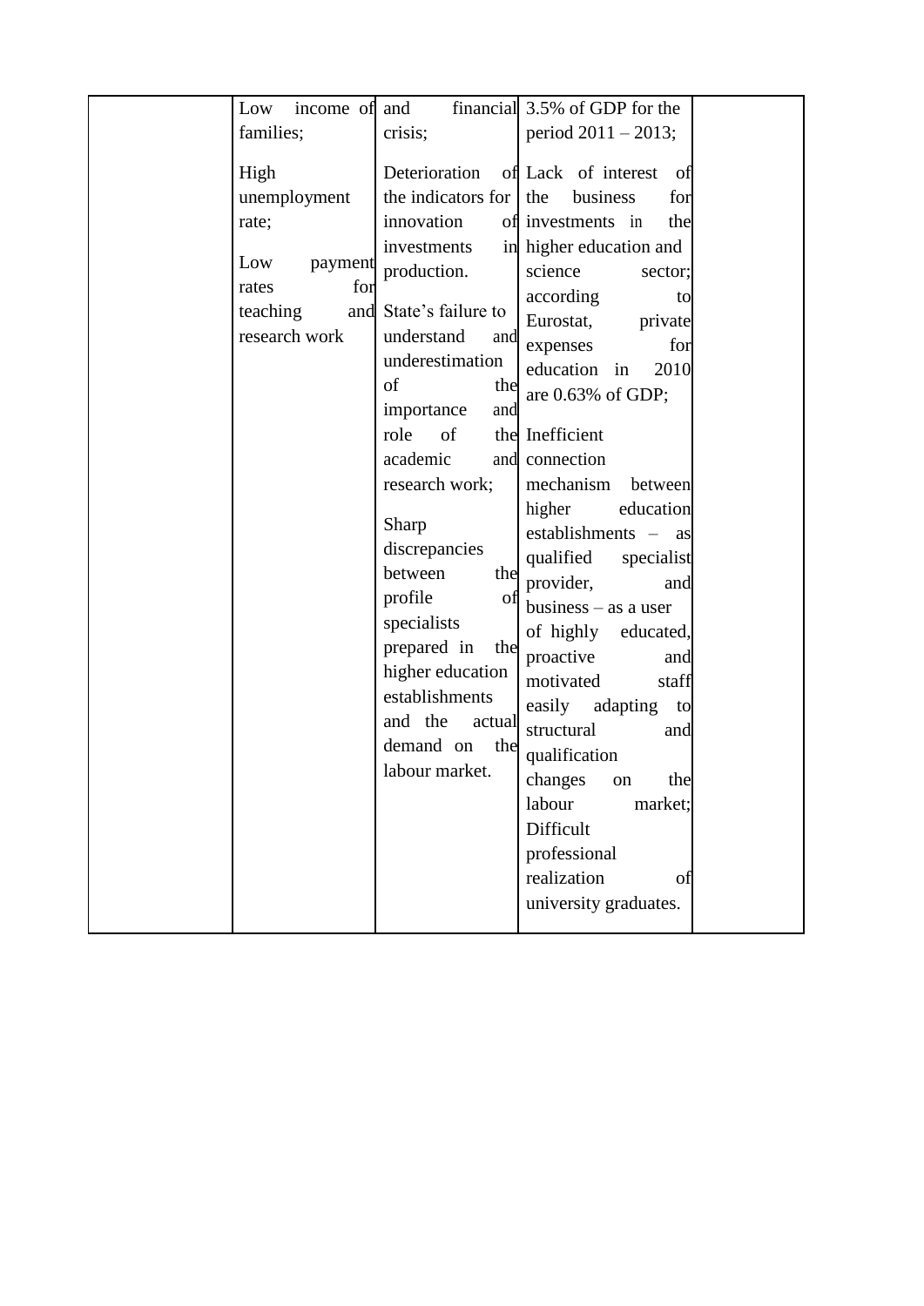| | | | | |
|---|---|---|---|---|
| | Low income of families;<br><br>High unemployment rate;<br><br>Low payment rates for teaching and research work | and financial crisis;<br><br>Deterioration of the indicators for innovation of investments in production.<br><br>State's failure to understand and underestimation of the importance and role of the academic and research work;<br><br>Sharp discrepancies between the profile of specialists prepared in the higher education establishments and the actual demand on the labour market. | 3.5% of GDP for the period 2011 – 2013;<br><br>Lack of interest of the business for investments in the higher education and science sector; according to Eurostat, private expenses for education in 2010 are 0.63% of GDP;<br><br>Inefficient connection mechanism between higher education establishments – as qualified specialist provider, and business – as a user of highly educated, proactive and motivated staff easily adapting to structural and qualification changes on the labour market;<br>Difficult professional realization of university graduates. | |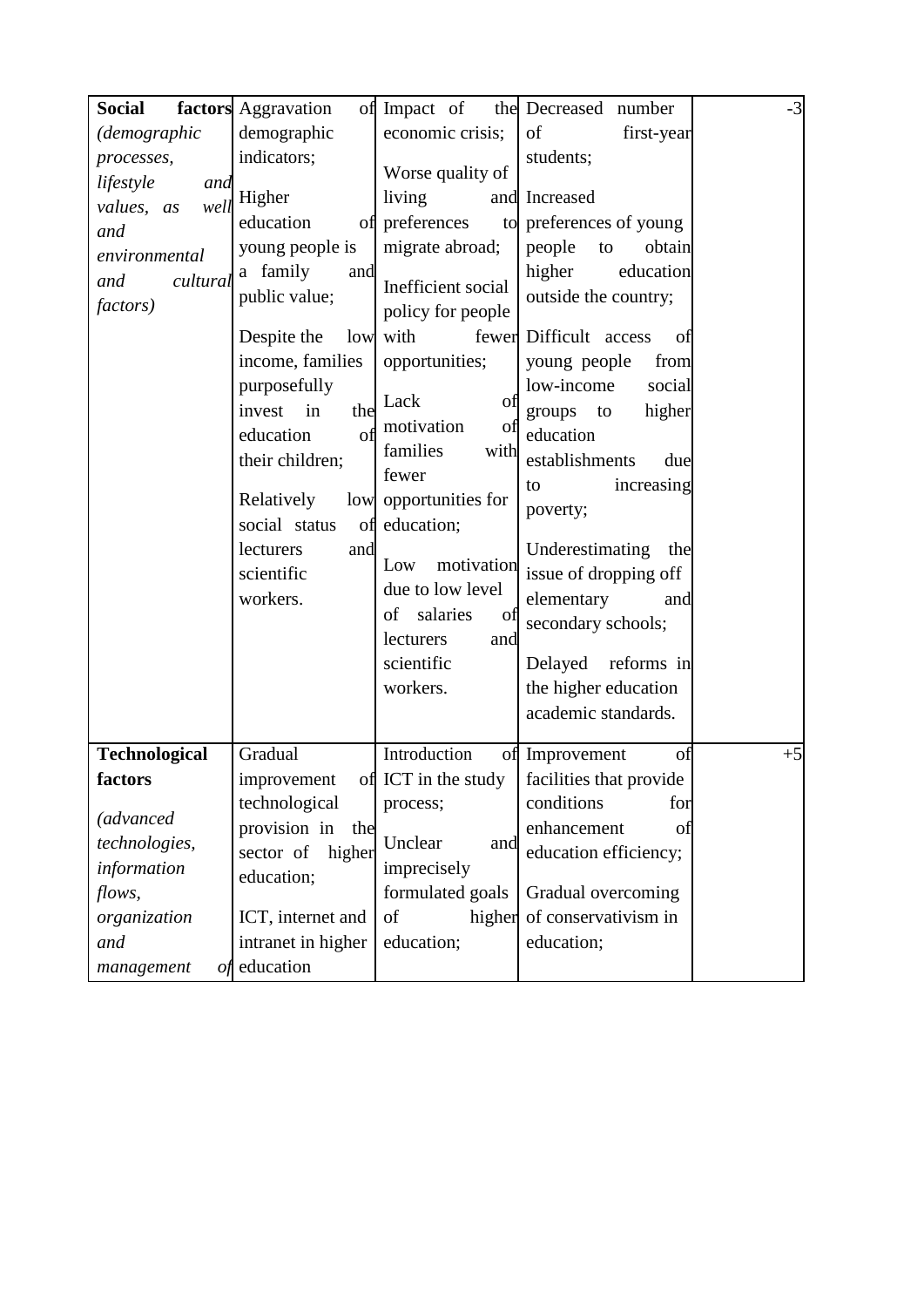| **Social factors** *(demographic processes, lifestyle and values, as well and environmental and cultural factors)* | Aggravation of demographic indicators;<br><br>Higher education of young people is a family and public value;<br><br>Despite the low income, families purposefully invest in the education of their children;<br><br>Relatively low social status of lecturers and scientific workers. | Impact of the economic crisis;<br><br>Worse quality of living and preferences to migrate abroad;<br><br>Inefficient social policy for people with fewer opportunities;<br><br>Lack of motivation of families with fewer opportunities for education;<br><br>Low motivation due to low level of salaries of lecturers and scientific workers. | Decreased number of first-year students;<br><br>Increased preferences of young people to obtain higher education outside the country;<br><br>Difficult access of young people from low-income social groups to higher education establishments due to increasing poverty;<br><br>Underestimating the issue of dropping off elementary and secondary schools;<br><br>Delayed reforms in the higher education academic standards. | -3 |
|---|---|---|---|---|
| **Technological factors**<br><br>*(advanced technologies, information flows, organization and management of* | Gradual improvement of technological provision in the sector of higher education;<br><br>ICT, internet and intranet in higher education | Introduction of ICT in the study process;<br><br>Unclear and imprecisely formulated goals of higher education; | Improvement of facilities that provide conditions for enhancement of education efficiency;<br><br>Gradual overcoming of conservativism in education; | +5 |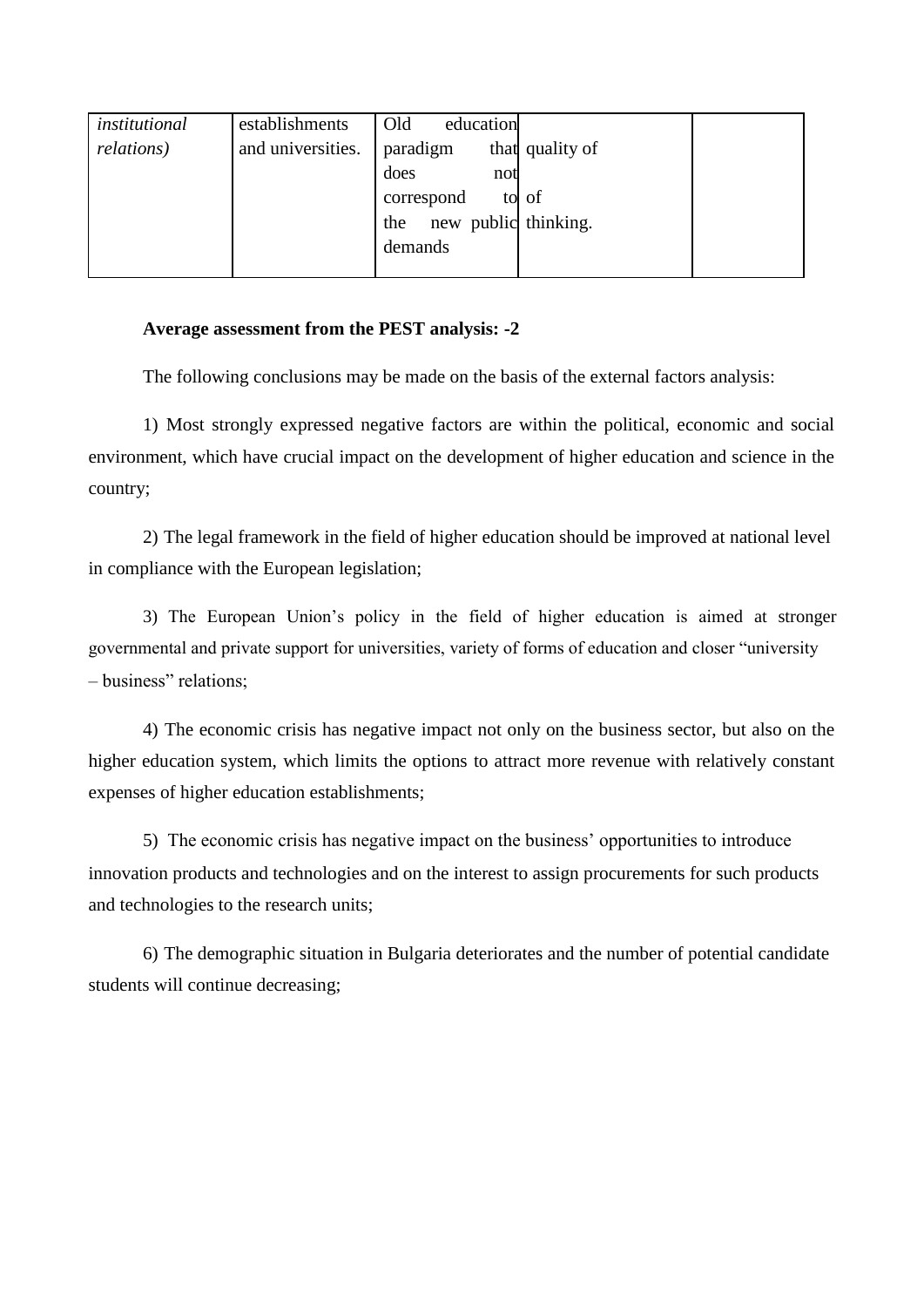| | | | | |
|---|---|---|---|---|
| *institutional relations)* | establishments and universities. | Old education paradigm that does not correspond to the new public demands | quality of of thinking. | |

**Average assessment from the PEST analysis: -2**

The following conclusions may be made on the basis of the external factors analysis:

1) Most strongly expressed negative factors are within the political, economic and social environment, which have crucial impact on the development of higher education and science in the country;

2) The legal framework in the field of higher education should be improved at national level in compliance with the European legislation;

3) The European Union's policy in the field of higher education is aimed at stronger governmental and private support for universities, variety of forms of education and closer "university – business" relations;

4) The economic crisis has negative impact not only on the business sector, but also on the higher education system, which limits the options to attract more revenue with relatively constant expenses of higher education establishments;

5) The economic crisis has negative impact on the business' opportunities to introduce innovation products and technologies and on the interest to assign procurements for such products and technologies to the research units;

6) The demographic situation in Bulgaria deteriorates and the number of potential candidate students will continue decreasing;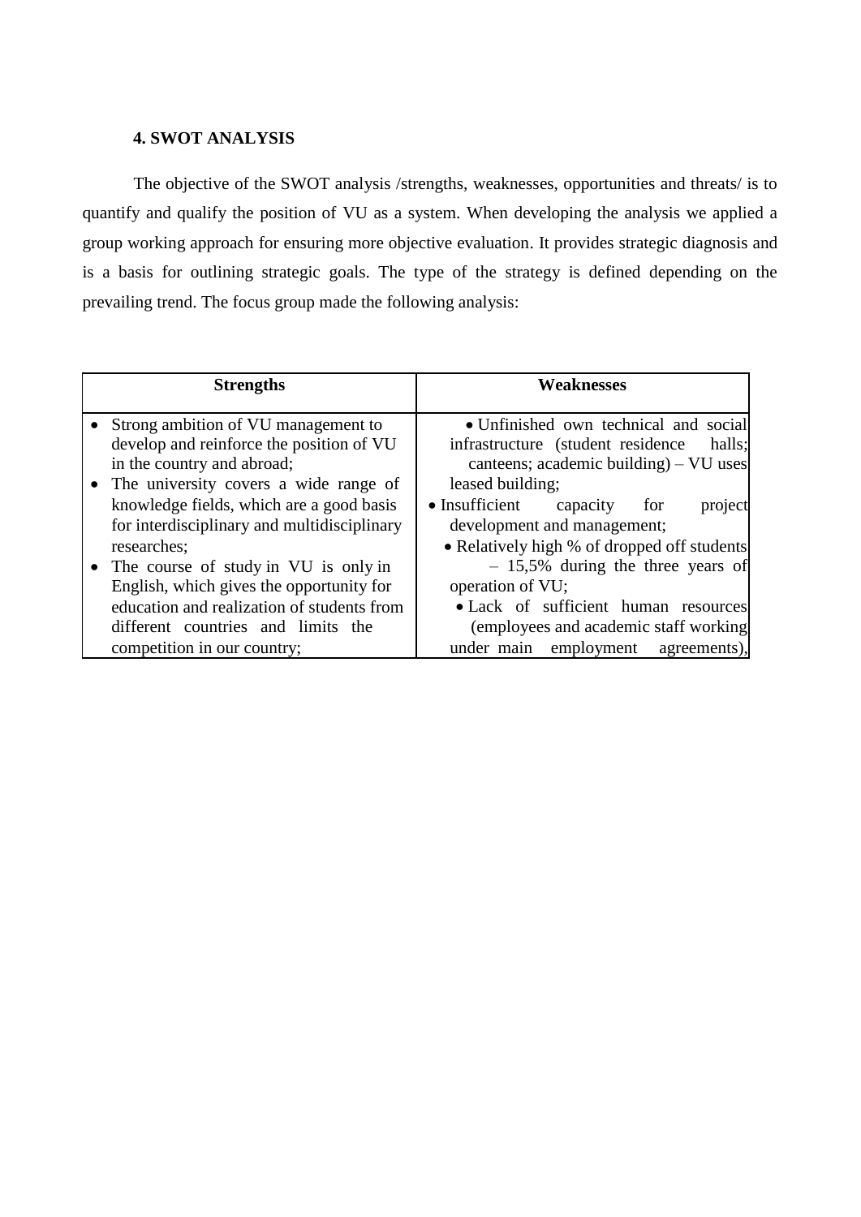### 4. SWOT ANALYSIS

The objective of the SWOT analysis /strengths, weaknesses, opportunities and threats/ is to quantify and qualify the position of VU as a system. When developing the analysis we applied a group working approach for ensuring more objective evaluation. It provides strategic diagnosis and is a basis for outlining strategic goals. The type of the strategy is defined depending on the prevailing trend. The focus group made the following analysis:

| Strengths | Weaknesses |
|---|---|
| • Strong ambition of VU management to develop and reinforce the position of VU in the country and abroad;<br>• The university covers a wide range of knowledge fields, which are a good basis for interdisciplinary and multidisciplinary researches;<br>• The course of study in VU is only in English, which gives the opportunity for education and realization of students from different countries and limits the competition in our country; | • Unfinished own technical and social infrastructure (student residence halls; canteens; academic building) – VU uses leased building;<br>• Insufficient capacity for project development and management;<br>• Relatively high % of dropped off students – 15,5% during the three years of operation of VU;<br>• Lack of sufficient human resources (employees and academic staff working under main employment agreements), |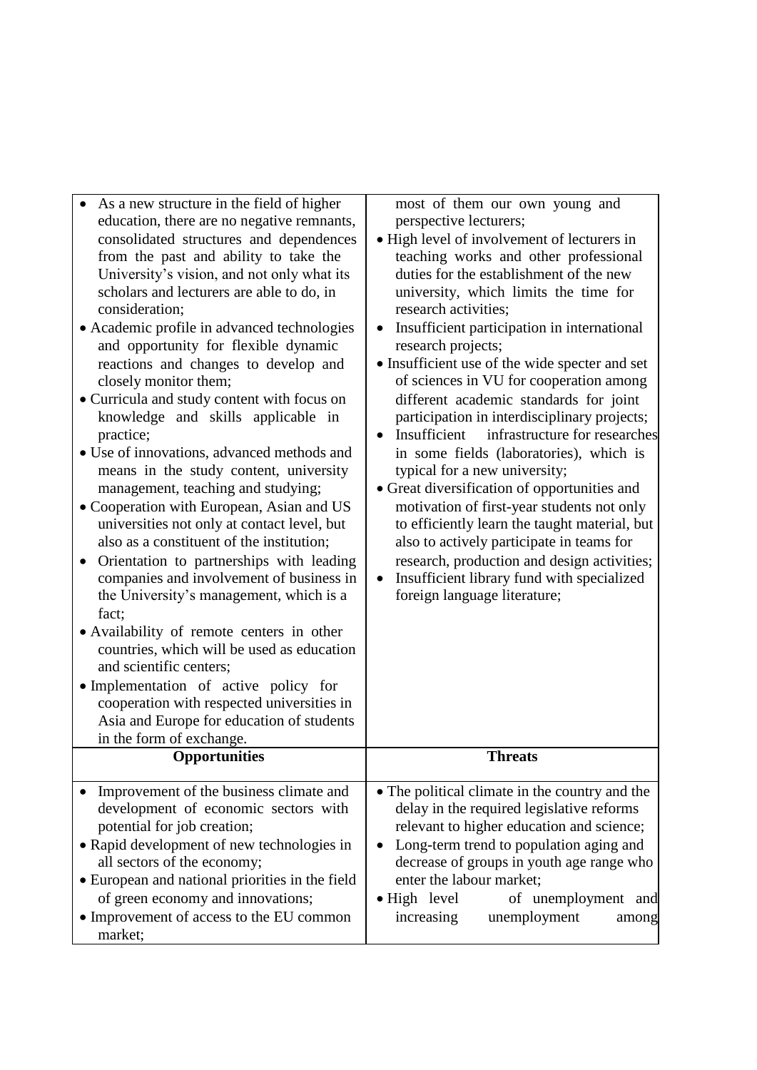| | |
|---|---|
| • As a new structure in the field of higher education, there are no negative remnants, consolidated structures and dependences from the past and ability to take the University's vision, and not only what its scholars and lecturers are able to do, in consideration;<br>• Academic profile in advanced technologies and opportunity for flexible dynamic reactions and changes to develop and closely monitor them;<br>• Curricula and study content with focus on knowledge and skills applicable in practice;<br>• Use of innovations, advanced methods and means in the study content, university management, teaching and studying;<br>• Cooperation with European, Asian and US universities not only at contact level, but also as a constituent of the institution;<br>• Orientation to partnerships with leading companies and involvement of business in the University's management, which is a fact;<br>• Availability of remote centers in other countries, which will be used as education and scientific centers;<br>• Implementation of active policy for cooperation with respected universities in Asia and Europe for education of students in the form of exchange. | most of them our own young and perspective lecturers;<br>• High level of involvement of lecturers in teaching works and other professional duties for the establishment of the new university, which limits the time for research activities;<br>• Insufficient participation in international research projects;<br>• Insufficient use of the wide specter and set of sciences in VU for cooperation among different academic standards for joint participation in interdisciplinary projects;<br>• Insufficient infrastructure for researches in some fields (laboratories), which is typical for a new university;<br>• Great diversification of opportunities and motivation of first-year students not only to efficiently learn the taught material, but also to actively participate in teams for research, production and design activities;<br>• Insufficient library fund with specialized foreign language literature; |
| **Opportunities** | **Threats** |
| • Improvement of the business climate and development of economic sectors with potential for job creation;<br>• Rapid development of new technologies in all sectors of the economy;<br>• European and national priorities in the field of green economy and innovations;<br>• Improvement of access to the EU common market; | • The political climate in the country and the delay in the required legislative reforms relevant to higher education and science;<br>• Long-term trend to population aging and decrease of groups in youth age range who enter the labour market;<br>• High level of unemployment and increasing unemployment among |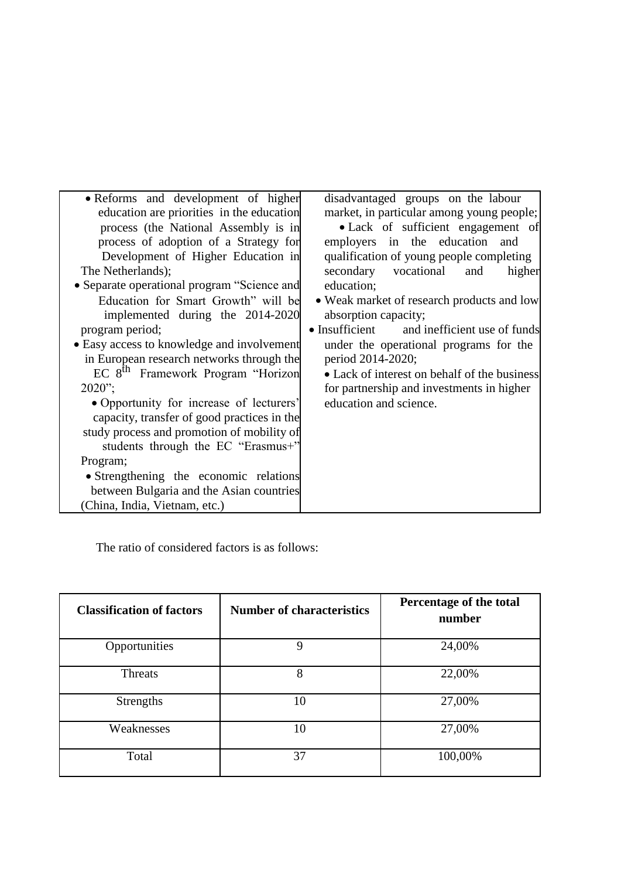| | |
|---|---|
| • Reforms and development of higher education are priorities in the education process (the National Assembly is in process of adoption of a Strategy for Development of Higher Education in The Netherlands);<br>• Separate operational program "Science and Education for Smart Growth" will be implemented during the 2014-2020 program period;<br>• Easy access to knowledge and involvement in European research networks through the EC 8th Framework Program "Horizon 2020";<br>• Opportunity for increase of lecturers' capacity, transfer of good practices in the study process and promotion of mobility of students through the EC "Erasmus+" Program;<br>• Strengthening the economic relations between Bulgaria and the Asian countries (China, India, Vietnam, etc.) | disadvantaged groups on the labour market, in particular among young people;<br>• Lack of sufficient engagement of employers in the education and qualification of young people completing secondary vocational and higher education;<br>• Weak market of research products and low absorption capacity;<br>• Insufficient and inefficient use of funds under the operational programs for the period 2014-2020;<br>• Lack of interest on behalf of the business for partnership and investments in higher education and science. |

The ratio of considered factors is as follows:

| **Classification of factors** | **Number of characteristics** | **Percentage of the total number** |
|---|---|---|
| Opportunities | 9 | 24,00% |
| Threats | 8 | 22,00% |
| Strengths | 10 | 27,00% |
| Weaknesses | 10 | 27,00% |
| Total | 37 | 100,00% |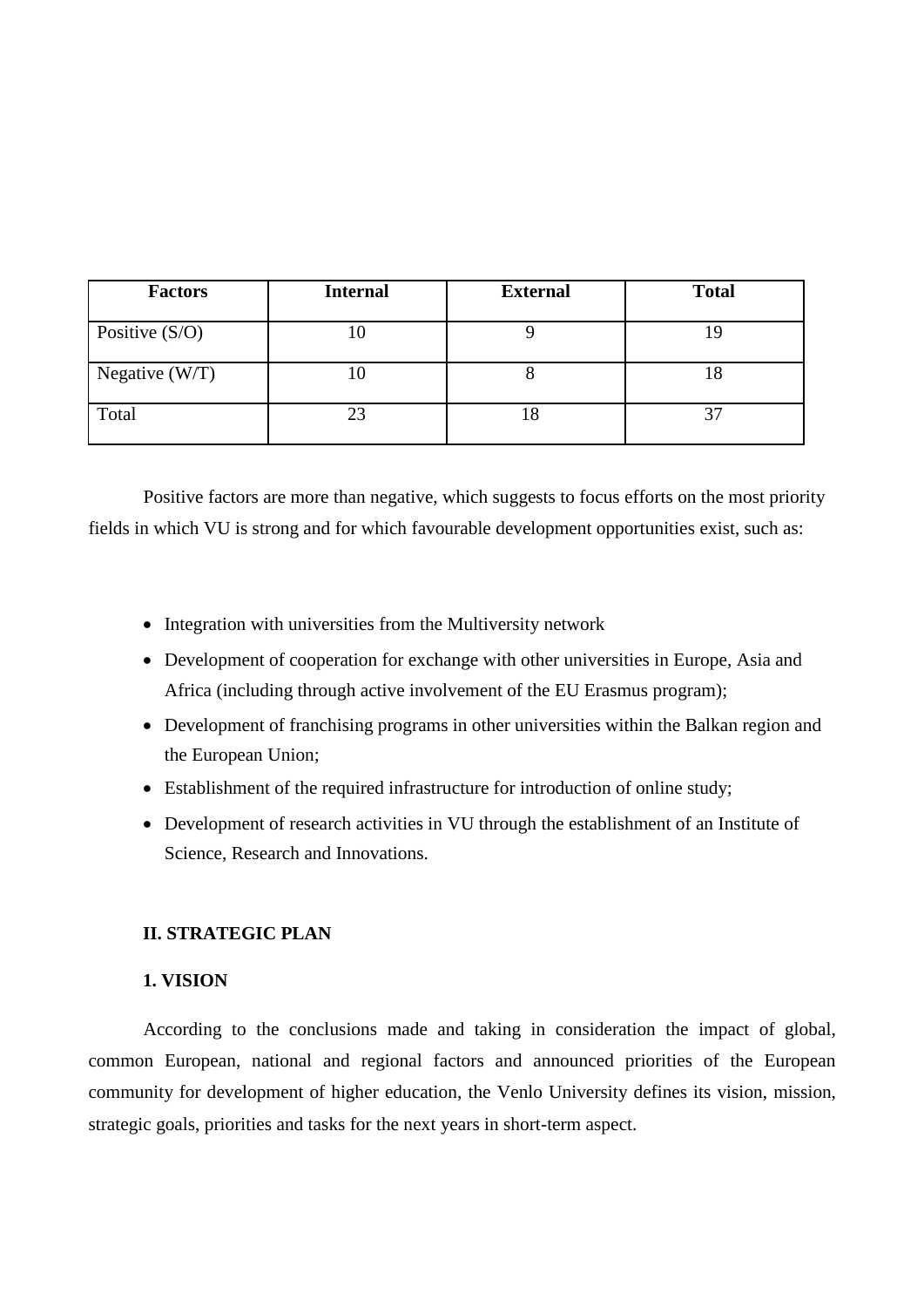| Factors | Internal | External | Total |
| --- | --- | --- | --- |
| Positive (S/O) | 10 | 9 | 19 |
| Negative (W/T) | 10 | 8 | 18 |
| Total | 23 | 18 | 37 |

Positive factors are more than negative, which suggests to focus efforts on the most priority fields in which VU is strong and for which favourable development opportunities exist, such as:

- Integration with universities from the Multiversity network
- Development of cooperation for exchange with other universities in Europe, Asia and Africa (including through active involvement of the EU Erasmus program);
- Development of franchising programs in other universities within the Balkan region and the European Union;
- Establishment of the required infrastructure for introduction of online study;
- Development of research activities in VU through the establishment of an Institute of Science, Research and Innovations.

## II. STRATEGIC PLAN

### 1. VISION

According to the conclusions made and taking in consideration the impact of global, common European, national and regional factors and announced priorities of the European community for development of higher education, the Venlo University defines its vision, mission, strategic goals, priorities and tasks for the next years in short-term aspect.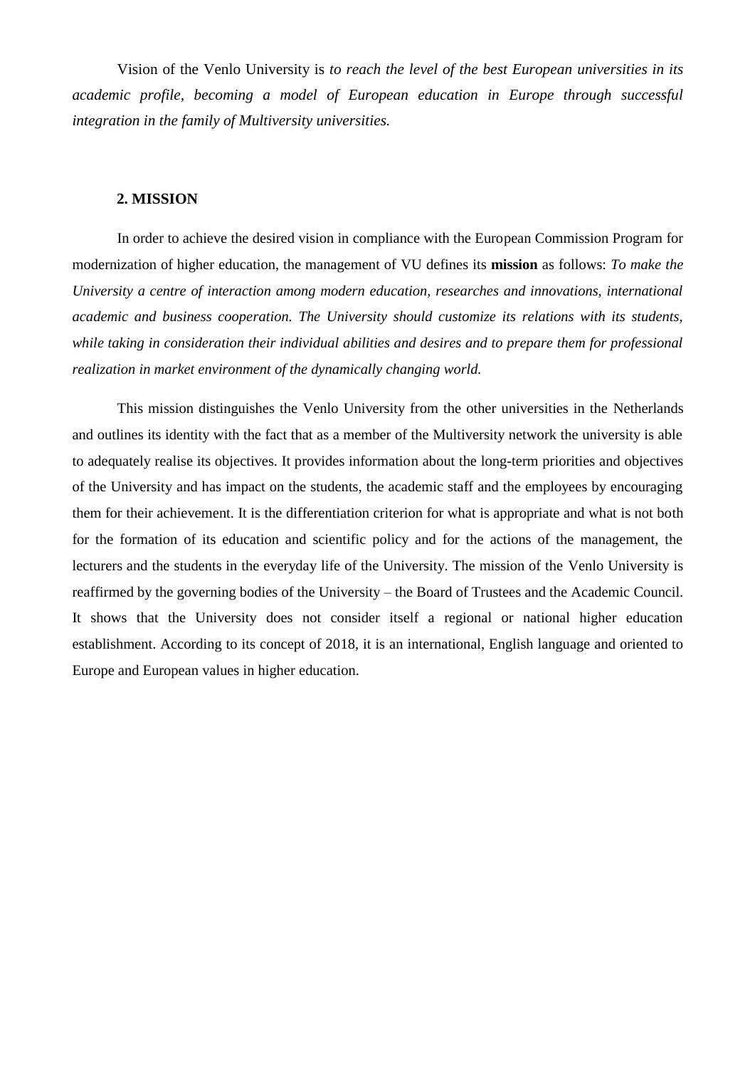Vision of the Venlo University is *to reach the level of the best European universities in its academic profile, becoming a model of European education in Europe through successful integration in the family of Multiversity universities.*

## 2. MISSION

In order to achieve the desired vision in compliance with the European Commission Program for modernization of higher education, the management of VU defines its **mission** as follows: *To make the University a centre of interaction among modern education, researches and innovations, international academic and business cooperation. The University should customize its relations with its students, while taking in consideration their individual abilities and desires and to prepare them for professional realization in market environment of the dynamically changing world.*

This mission distinguishes the Venlo University from the other universities in the Netherlands and outlines its identity with the fact that as a member of the Multiversity network the university is able to adequately realise its objectives. It provides information about the long-term priorities and objectives of the University and has impact on the students, the academic staff and the employees by encouraging them for their achievement. It is the differentiation criterion for what is appropriate and what is not both for the formation of its education and scientific policy and for the actions of the management, the lecturers and the students in the everyday life of the University. The mission of the Venlo University is reaffirmed by the governing bodies of the University – the Board of Trustees and the Academic Council. It shows that the University does not consider itself a regional or national higher education establishment. According to its concept of 2018, it is an international, English language and oriented to Europe and European values in higher education.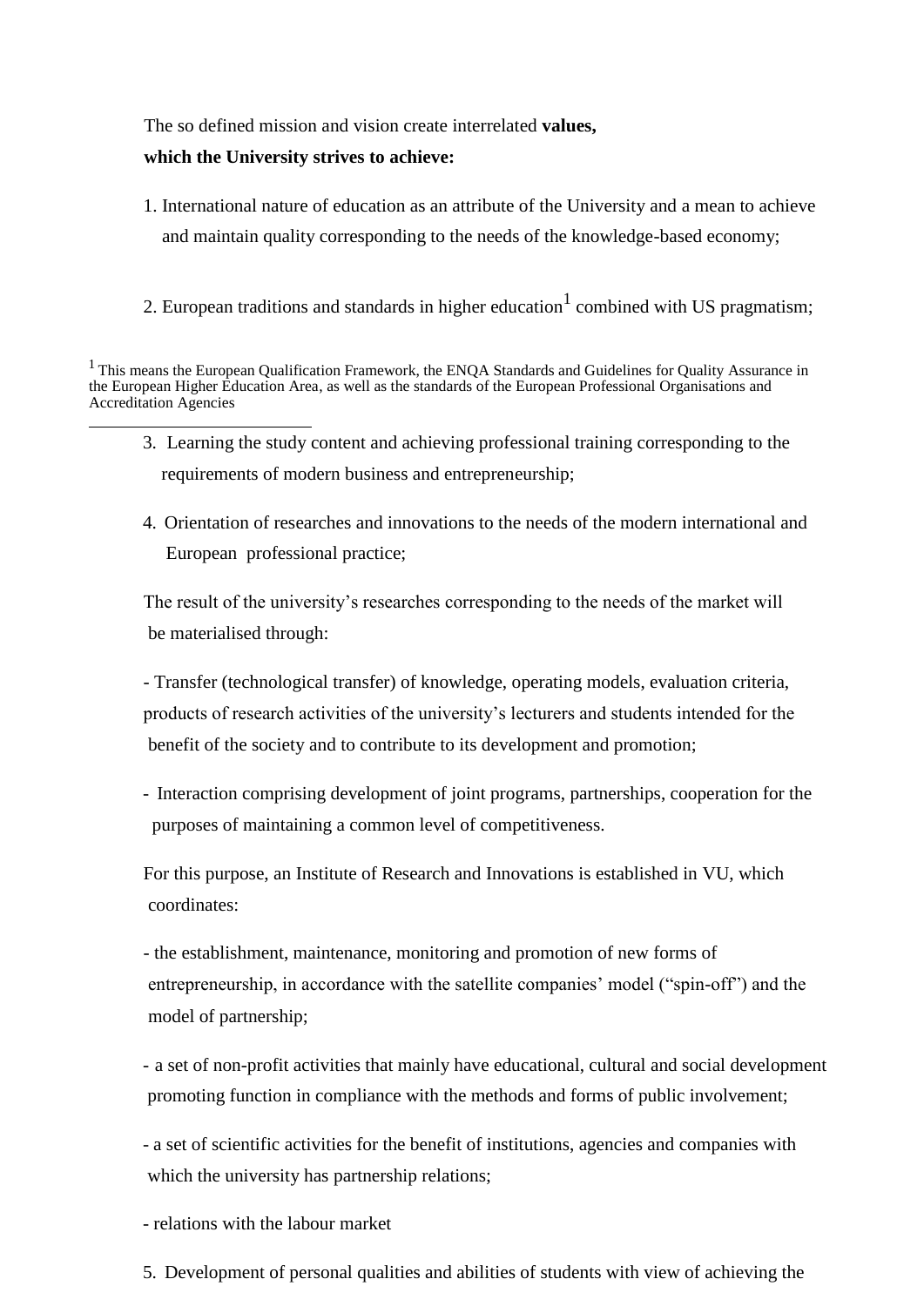The so defined mission and vision create interrelated **values, which the University strives to achieve:**

1. International nature of education as an attribute of the University and a mean to achieve and maintain quality corresponding to the needs of the knowledge-based economy;

2. European traditions and standards in higher education[1] combined with US pragmatism;

[1] This means the European Qualification Framework, the ENQA Standards and Guidelines for Quality Assurance in the European Higher Education Area, as well as the standards of the European Professional Organisations and Accreditation Agencies

3. Learning the study content and achieving professional training corresponding to the requirements of modern business and entrepreneurship;

4. Orientation of researches and innovations to the needs of the modern international and European professional practice;

The result of the university's researches corresponding to the needs of the market will be materialised through:

- Transfer (technological transfer) of knowledge, operating models, evaluation criteria, products of research activities of the university's lecturers and students intended for the benefit of the society and to contribute to its development and promotion;

- Interaction comprising development of joint programs, partnerships, cooperation for the purposes of maintaining a common level of competitiveness.

For this purpose, an Institute of Research and Innovations is established in VU, which coordinates:

- the establishment, maintenance, monitoring and promotion of new forms of entrepreneurship, in accordance with the satellite companies' model ("spin-off") and the model of partnership;

- a set of non-profit activities that mainly have educational, cultural and social development promoting function in compliance with the methods and forms of public involvement;

- a set of scientific activities for the benefit of institutions, agencies and companies with which the university has partnership relations;

- relations with the labour market

5. Development of personal qualities and abilities of students with view of achieving the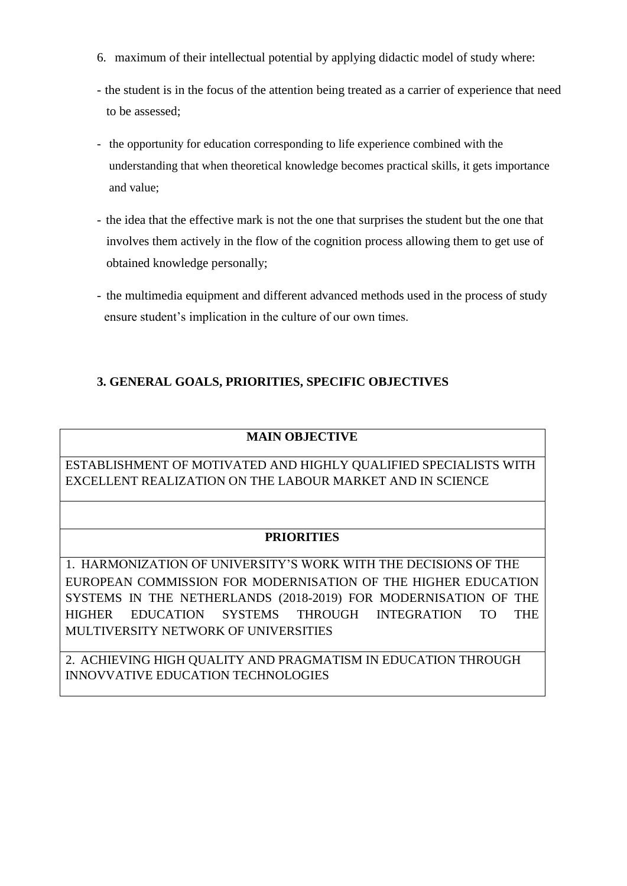6. maximum of their intellectual potential by applying didactic model of study where:

- the student is in the focus of the attention being treated as a carrier of experience that need to be assessed;
- the opportunity for education corresponding to life experience combined with the understanding that when theoretical knowledge becomes practical skills, it gets importance and value;
- the idea that the effective mark is not the one that surprises the student but the one that involves them actively in the flow of the cognition process allowing them to get use of obtained knowledge personally;
- the multimedia equipment and different advanced methods used in the process of study ensure student's implication in the culture of our own times.

**3. GENERAL GOALS, PRIORITIES, SPECIFIC OBJECTIVES**

| **MAIN OBJECTIVE** |
|---|
| ESTABLISHMENT OF MOTIVATED AND HIGHLY QUALIFIED SPECIALISTS WITH EXCELLENT REALIZATION ON THE LABOUR MARKET AND IN SCIENCE |
| |
| **PRIORITIES** |
| 1. HARMONIZATION OF UNIVERSITY'S WORK WITH THE DECISIONS OF THE EUROPEAN COMMISSION FOR MODERNISATION OF THE HIGHER EDUCATION SYSTEMS IN THE NETHERLANDS (2018-2019) FOR MODERNISATION OF THE HIGHER EDUCATION SYSTEMS THROUGH INTEGRATION TO THE MULTIVERSITY NETWORK OF UNIVERSITIES |
| 2. ACHIEVING HIGH QUALITY AND PRAGMATISM IN EDUCATION THROUGH INNOVVATIVE EDUCATION TECHNOLOGIES |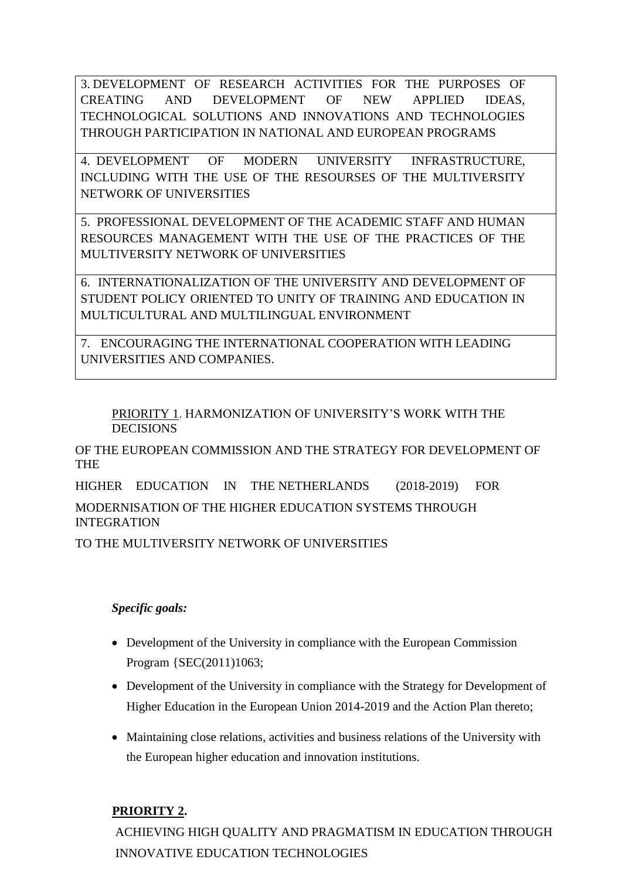| |
|---|
| 3. DEVELOPMENT OF RESEARCH ACTIVITIES FOR THE PURPOSES OF CREATING AND DEVELOPMENT OF NEW APPLIED IDEAS, TECHNOLOGICAL SOLUTIONS AND INNOVATIONS AND TECHNOLOGIES THROUGH PARTICIPATION IN NATIONAL AND EUROPEAN PROGRAMS |
| 4. DEVELOPMENT OF MODERN UNIVERSITY INFRASTRUCTURE, INCLUDING WITH THE USE OF THE RESOURSES OF THE MULTIVERSITY NETWORK OF UNIVERSITIES |
| 5. PROFESSIONAL DEVELOPMENT OF THE ACADEMIC STAFF AND HUMAN RESOURCES MANAGEMENT WITH THE USE OF THE PRACTICES OF THE MULTIVERSITY NETWORK OF UNIVERSITIES |
| 6. INTERNATIONALIZATION OF THE UNIVERSITY AND DEVELOPMENT OF STUDENT POLICY ORIENTED TO UNITY OF TRAINING AND EDUCATION IN MULTICULTURAL AND MULTILINGUAL ENVIRONMENT |
| 7. ENCOURAGING THE INTERNATIONAL COOPERATION WITH LEADING UNIVERSITIES AND COMPANIES. |

PRIORITY 1. HARMONIZATION OF UNIVERSITY'S WORK WITH THE DECISIONS

OF THE EUROPEAN COMMISSION AND THE STRATEGY FOR DEVELOPMENT OF THE

HIGHER EDUCATION IN THE NETHERLANDS (2018-2019) FOR

MODERNISATION OF THE HIGHER EDUCATION SYSTEMS THROUGH INTEGRATION

TO THE MULTIVERSITY NETWORK OF UNIVERSITIES

***Specific goals:***

- Development of the University in compliance with the European Commission Program {SEC(2011)1063;
- Development of the University in compliance with the Strategy for Development of Higher Education in the European Union 2014-2019 and the Action Plan thereto;
- Maintaining close relations, activities and business relations of the University with the European higher education and innovation institutions.

**PRIORITY 2.**

ACHIEVING HIGH QUALITY AND PRAGMATISM IN EDUCATION THROUGH INNOVATIVE EDUCATION TECHNOLOGIES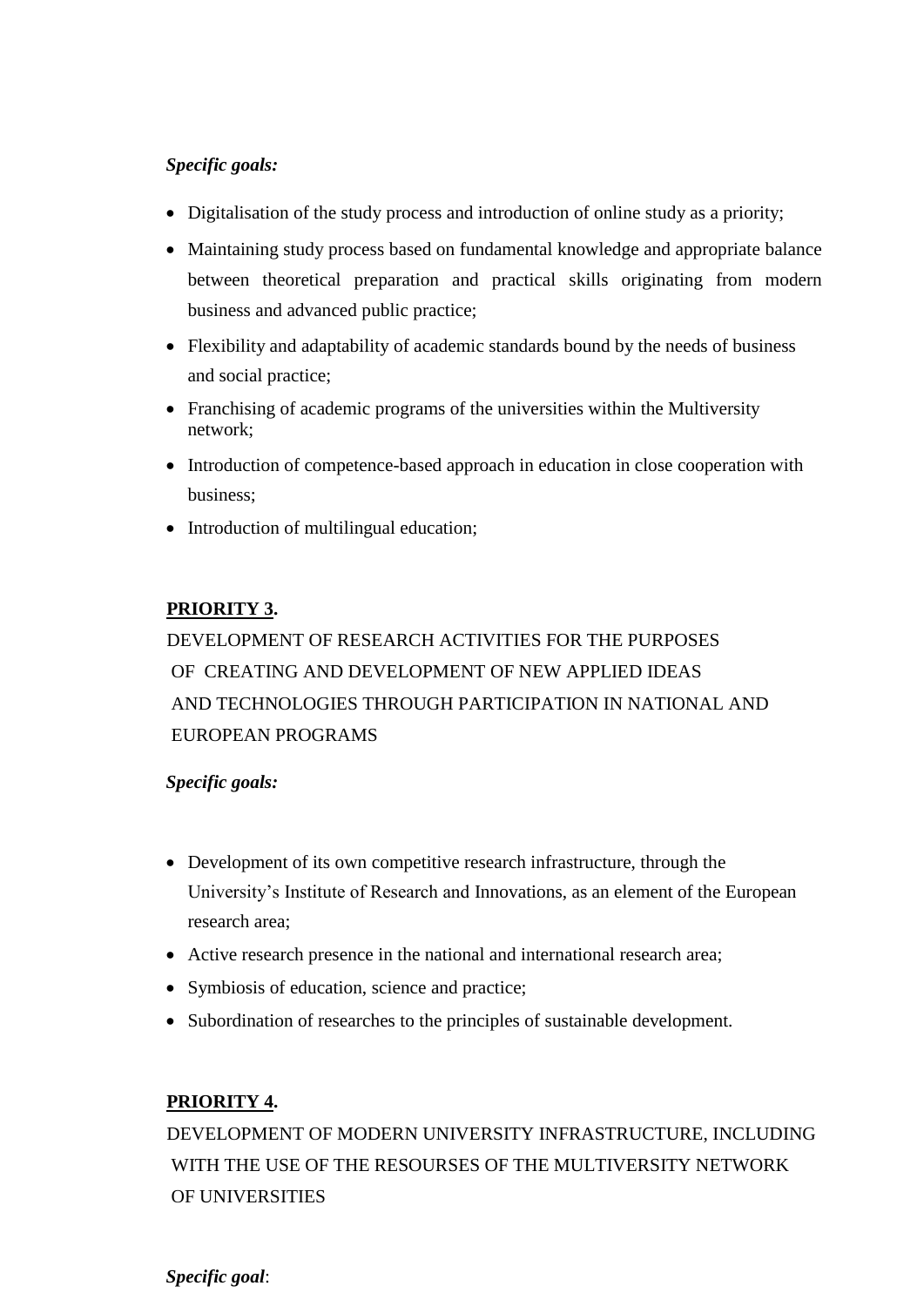***Specific goals:***

- Digitalisation of the study process and introduction of online study as a priority;
- Maintaining study process based on fundamental knowledge and appropriate balance between theoretical preparation and practical skills originating from modern business and advanced public practice;
- Flexibility and adaptability of academic standards bound by the needs of business and social practice;
- Franchising of academic programs of the universities within the Multiversity network;
- Introduction of competence-based approach in education in close cooperation with business;
- Introduction of multilingual education;

**PRIORITY 3.**

DEVELOPMENT OF RESEARCH ACTIVITIES FOR THE PURPOSES OF CREATING AND DEVELOPMENT OF NEW APPLIED IDEAS AND TECHNOLOGIES THROUGH PARTICIPATION IN NATIONAL AND EUROPEAN PROGRAMS

***Specific goals:***

- Development of its own competitive research infrastructure, through the University's Institute of Research and Innovations, as an element of the European research area;
- Active research presence in the national and international research area;
- Symbiosis of education, science and practice;
- Subordination of researches to the principles of sustainable development.

**PRIORITY 4.**

DEVELOPMENT OF MODERN UNIVERSITY INFRASTRUCTURE, INCLUDING WITH THE USE OF THE RESOURSES OF THE MULTIVERSITY NETWORK OF UNIVERSITIES

***Specific goal***: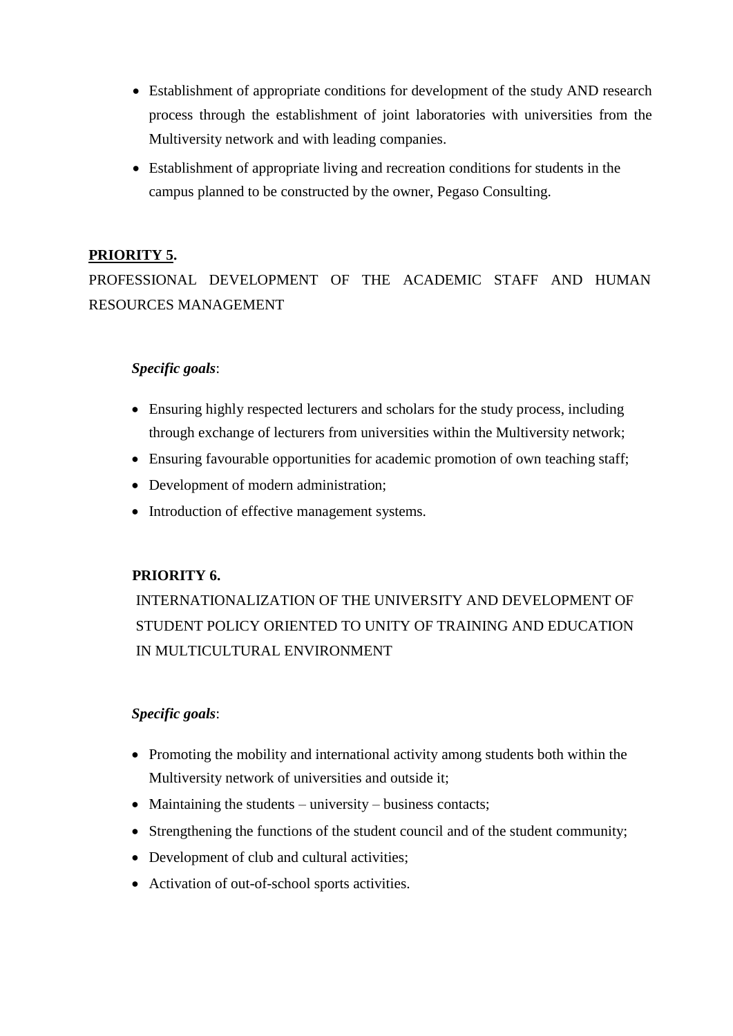- Establishment of appropriate conditions for development of the study AND research process through the establishment of joint laboratories with universities from the Multiversity network and with leading companies.
- Establishment of appropriate living and recreation conditions for students in the campus planned to be constructed by the owner, Pegaso Consulting.

**PRIORITY 5.**

PROFESSIONAL DEVELOPMENT OF THE ACADEMIC STAFF AND HUMAN RESOURCES MANAGEMENT

***Specific goals***:

- Ensuring highly respected lecturers and scholars for the study process, including through exchange of lecturers from universities within the Multiversity network;
- Ensuring favourable opportunities for academic promotion of own teaching staff;
- Development of modern administration;
- Introduction of effective management systems.

**PRIORITY 6.**

INTERNATIONALIZATION OF THE UNIVERSITY AND DEVELOPMENT OF STUDENT POLICY ORIENTED TO UNITY OF TRAINING AND EDUCATION IN MULTICULTURAL ENVIRONMENT

***Specific goals***:

- Promoting the mobility and international activity among students both within the Multiversity network of universities and outside it;
- Maintaining the students – university – business contacts;
- Strengthening the functions of the student council and of the student community;
- Development of club and cultural activities;
- Activation of out-of-school sports activities.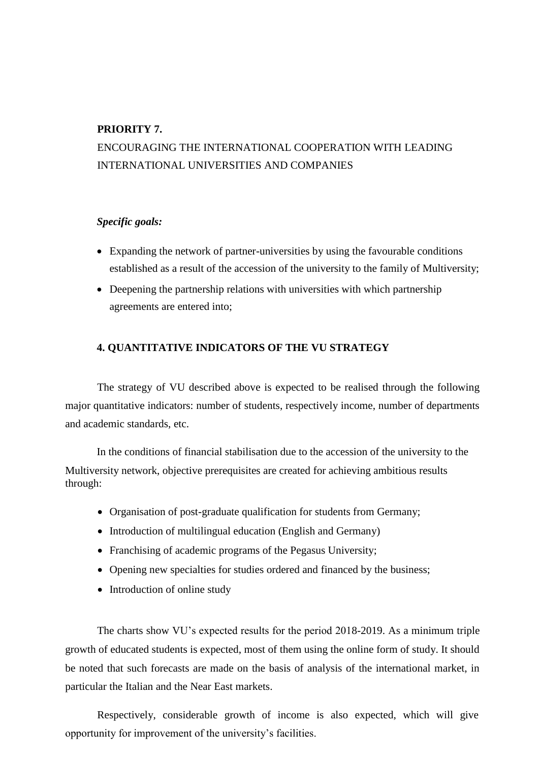**PRIORITY 7.**

ENCOURAGING THE INTERNATIONAL COOPERATION WITH LEADING INTERNATIONAL UNIVERSITIES AND COMPANIES

***Specific goals:***

- Expanding the network of partner-universities by using the favourable conditions established as a result of the accession of the university to the family of Multiversity;
- Deepening the partnership relations with universities with which partnership agreements are entered into;

## 4. QUANTITATIVE INDICATORS OF THE VU STRATEGY

The strategy of VU described above is expected to be realised through the following major quantitative indicators: number of students, respectively income, number of departments and academic standards, etc.

In the conditions of financial stabilisation due to the accession of the university to the Multiversity network, objective prerequisites are created for achieving ambitious results through:

- Organisation of post-graduate qualification for students from Germany;
- Introduction of multilingual education (English and Germany)
- Franchising of academic programs of the Pegasus University;
- Opening new specialties for studies ordered and financed by the business;
- Introduction of online study

The charts show VU's expected results for the period 2018-2019. As a minimum triple growth of educated students is expected, most of them using the online form of study. It should be noted that such forecasts are made on the basis of analysis of the international market, in particular the Italian and the Near East markets.

Respectively, considerable growth of income is also expected, which will give opportunity for improvement of the university's facilities.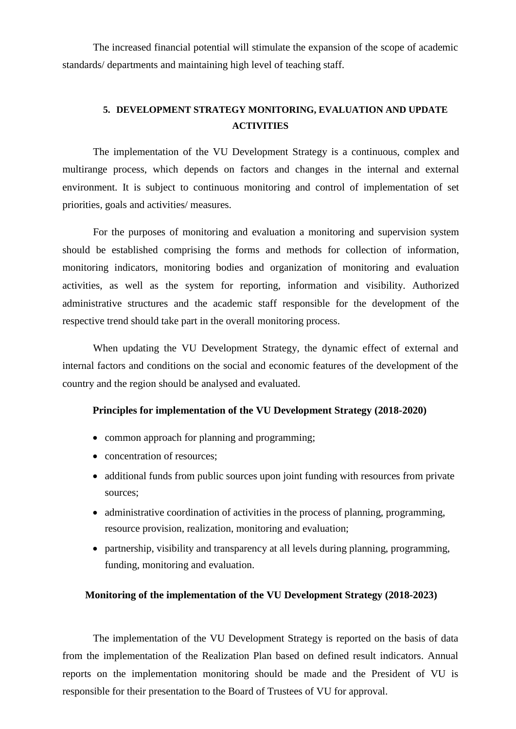The increased financial potential will stimulate the expansion of the scope of academic standards/ departments and maintaining high level of teaching staff.

## 5. DEVELOPMENT STRATEGY MONITORING, EVALUATION AND UPDATE ACTIVITIES

The implementation of the VU Development Strategy is a continuous, complex and multirange process, which depends on factors and changes in the internal and external environment. It is subject to continuous monitoring and control of implementation of set priorities, goals and activities/ measures.

For the purposes of monitoring and evaluation a monitoring and supervision system should be established comprising the forms and methods for collection of information, monitoring indicators, monitoring bodies and organization of monitoring and evaluation activities, as well as the system for reporting, information and visibility. Authorized administrative structures and the academic staff responsible for the development of the respective trend should take part in the overall monitoring process.

When updating the VU Development Strategy, the dynamic effect of external and internal factors and conditions on the social and economic features of the development of the country and the region should be analysed and evaluated.

**Principles for implementation of the VU Development Strategy (2018-2020)**

- common approach for planning and programming;
- concentration of resources;
- additional funds from public sources upon joint funding with resources from private sources;
- administrative coordination of activities in the process of planning, programming, resource provision, realization, monitoring and evaluation;
- partnership, visibility and transparency at all levels during planning, programming, funding, monitoring and evaluation.

**Monitoring of the implementation of the VU Development Strategy (2018-2023)**

The implementation of the VU Development Strategy is reported on the basis of data from the implementation of the Realization Plan based on defined result indicators. Annual reports on the implementation monitoring should be made and the President of VU is responsible for their presentation to the Board of Trustees of VU for approval.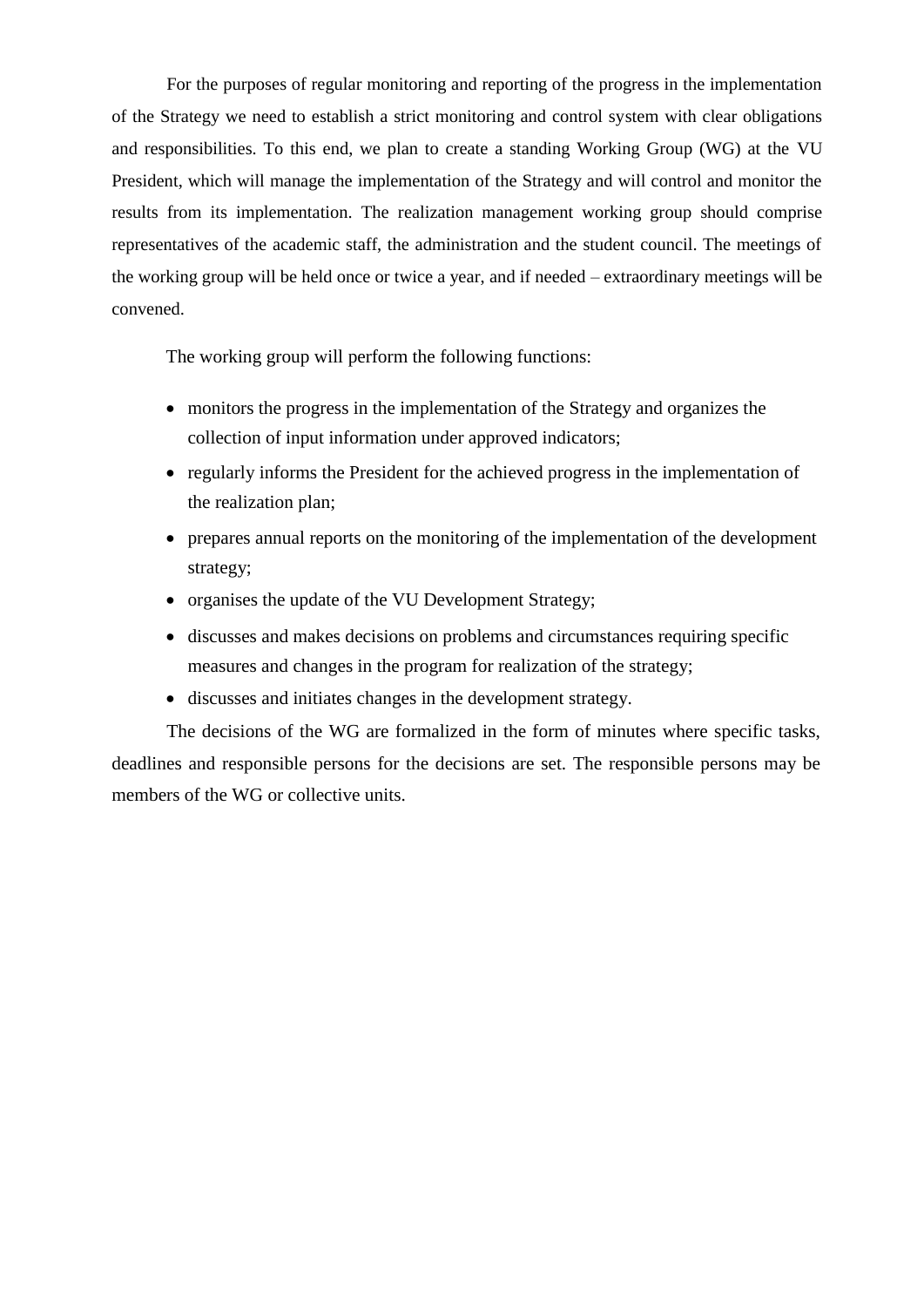For the purposes of regular monitoring and reporting of the progress in the implementation of the Strategy we need to establish a strict monitoring and control system with clear obligations and responsibilities. To this end, we plan to create a standing Working Group (WG) at the VU President, which will manage the implementation of the Strategy and will control and monitor the results from its implementation. The realization management working group should comprise representatives of the academic staff, the administration and the student council. The meetings of the working group will be held once or twice a year, and if needed – extraordinary meetings will be convened.

The working group will perform the following functions:

- monitors the progress in the implementation of the Strategy and organizes the collection of input information under approved indicators;
- regularly informs the President for the achieved progress in the implementation of the realization plan;
- prepares annual reports on the monitoring of the implementation of the development strategy;
- organises the update of the VU Development Strategy;
- discusses and makes decisions on problems and circumstances requiring specific measures and changes in the program for realization of the strategy;
- discusses and initiates changes in the development strategy.

The decisions of the WG are formalized in the form of minutes where specific tasks, deadlines and responsible persons for the decisions are set. The responsible persons may be members of the WG or collective units.